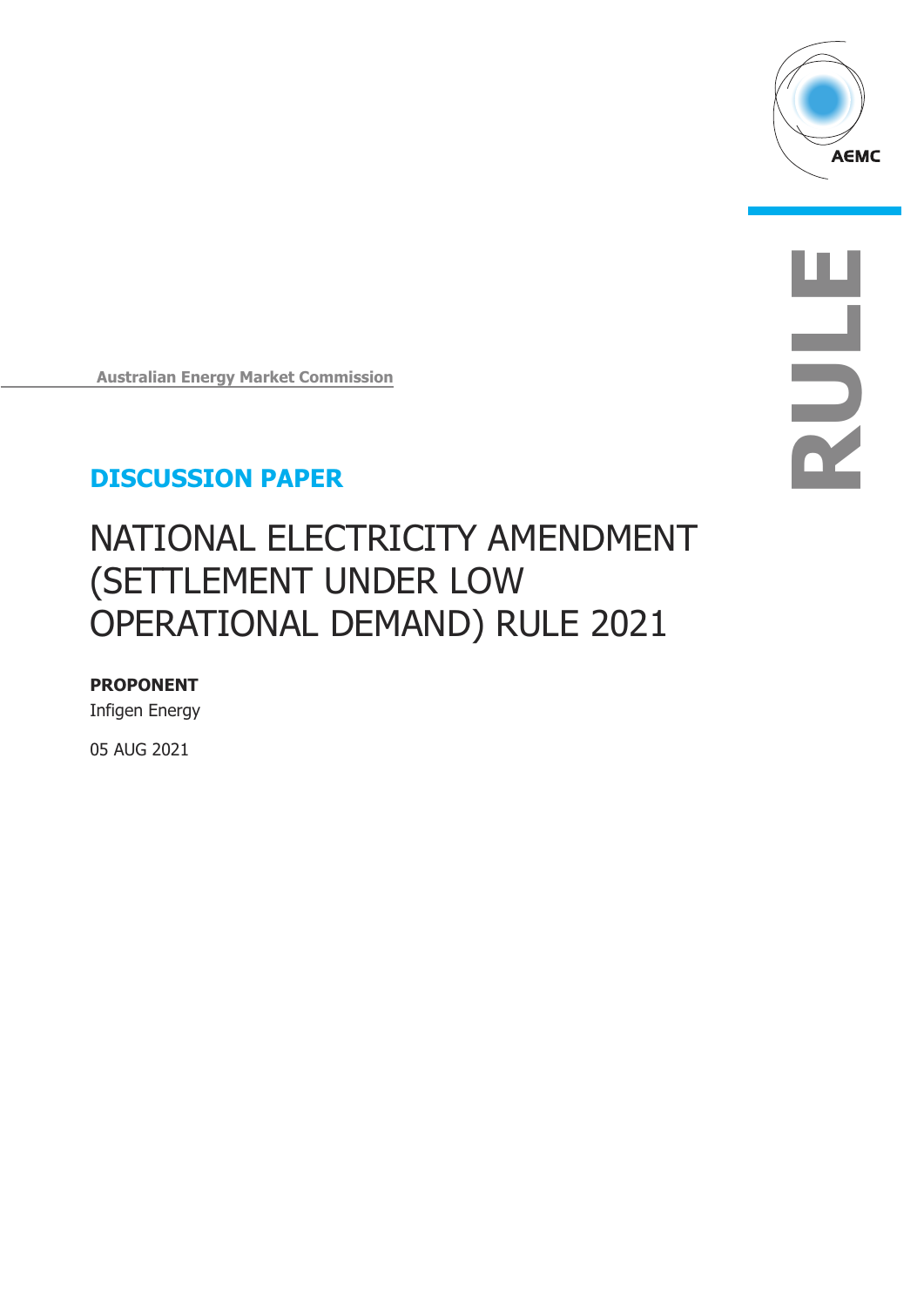Australian Energy Market Commission

**DISCUSSION PAPER**

# NATIONAL ELECTRICITY AMENDMENT (SETTLEMENT UNDER LOW OPERATIONAL DEMAND) RULE 2021

**PROPONENT**

Infigen Energy

05 AUG 2021

RULE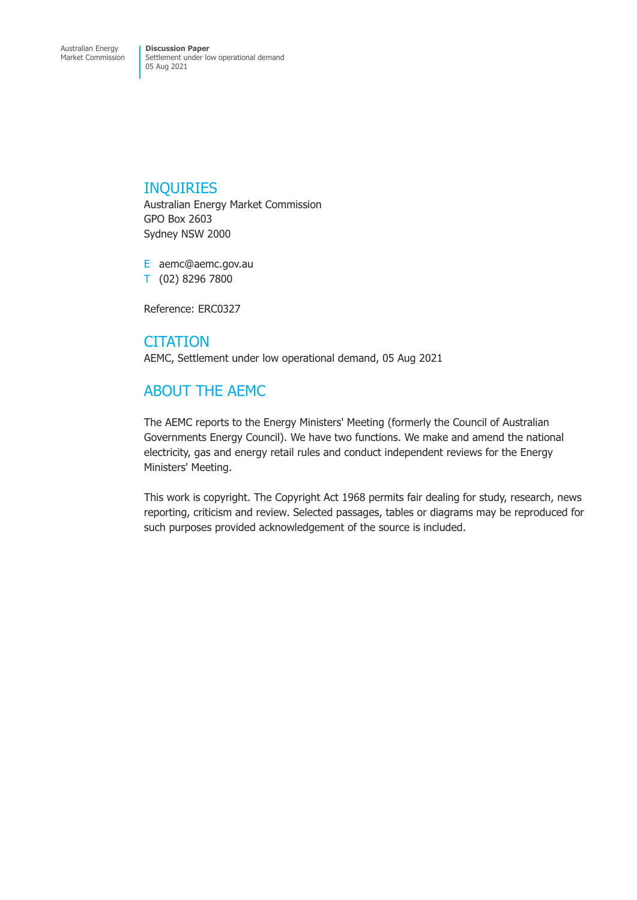## INQUIRIES

Australian Energy Market Commission
GPO Box 2603
Sydney NSW 2000

E aemc@aemc.gov.au
T (02) 8296 7800

Reference: ERC0327

## CITATION

AEMC, Settlement under low operational demand, 05 Aug 2021

## ABOUT THE AEMC

The AEMC reports to the Energy Ministers' Meeting (formerly the Council of Australian Governments Energy Council). We have two functions. We make and amend the national electricity, gas and energy retail rules and conduct independent reviews for the Energy Ministers' Meeting.

This work is copyright. The Copyright Act 1968 permits fair dealing for study, research, news reporting, criticism and review. Selected passages, tables or diagrams may be reproduced for such purposes provided acknowledgement of the source is included.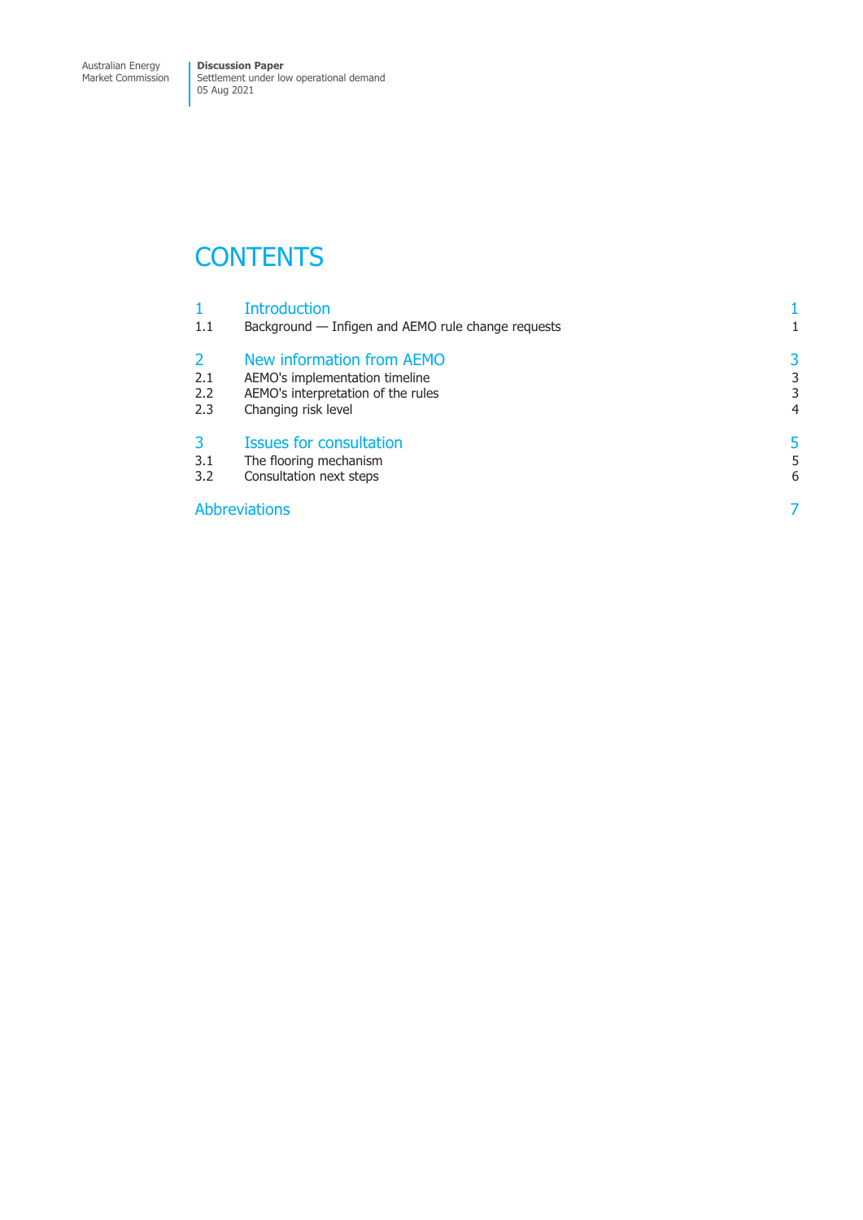# CONTENTS

| | | |
|---|---|---|
| 1 | Introduction | 1 |
| 1.1 | Background — Infigen and AEMO rule change requests | 1 |
| 2 | New information from AEMO | 3 |
| 2.1 | AEMO's implementation timeline | 3 |
| 2.2 | AEMO's interpretation of the rules | 3 |
| 2.3 | Changing risk level | 4 |
| 3 | Issues for consultation | 5 |
| 3.1 | The flooring mechanism | 5 |
| 3.2 | Consultation next steps | 6 |
| | Abbreviations | 7 |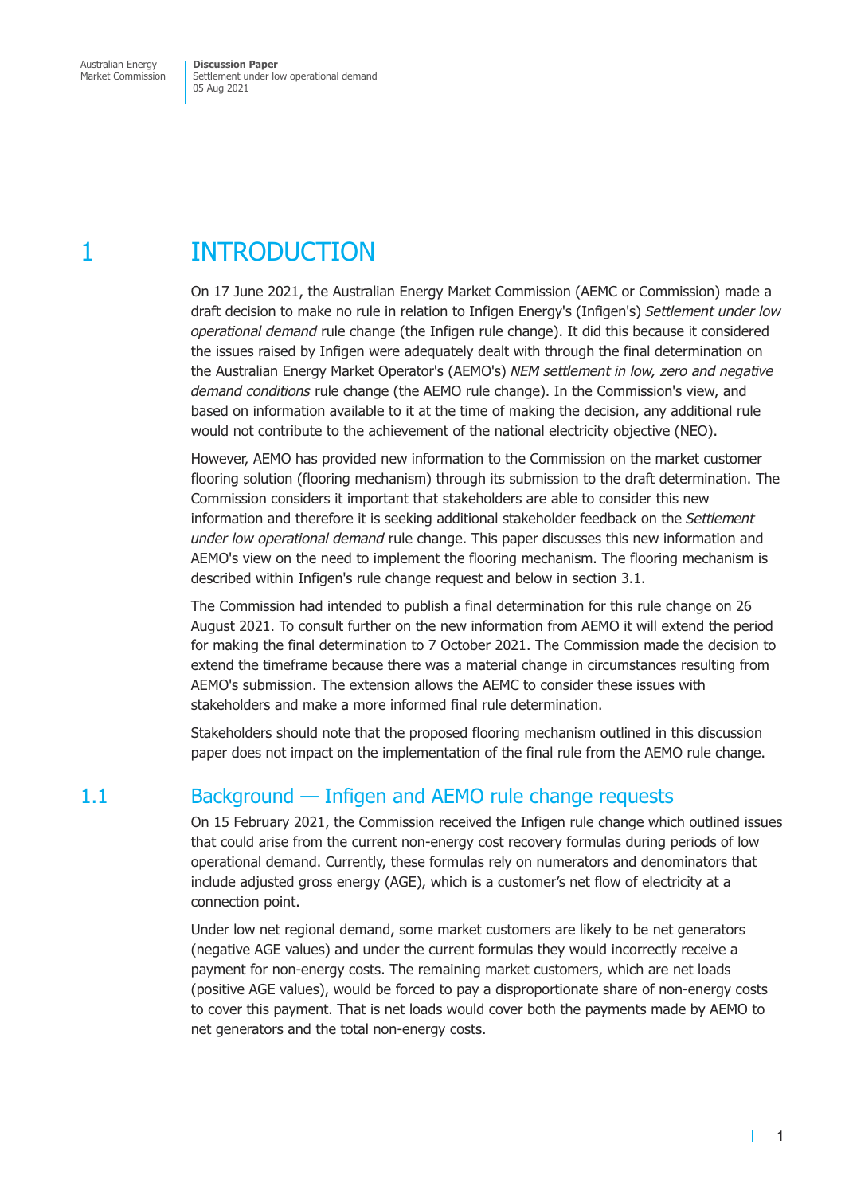# 1 INTRODUCTION

On 17 June 2021, the Australian Energy Market Commission (AEMC or Commission) made a draft decision to make no rule in relation to Infigen Energy's (Infigen's) *Settlement under low operational demand* rule change (the Infigen rule change). It did this because it considered the issues raised by Infigen were adequately dealt with through the final determination on the Australian Energy Market Operator's (AEMO's) *NEM settlement in low, zero and negative demand conditions* rule change (the AEMO rule change). In the Commission's view, and based on information available to it at the time of making the decision, any additional rule would not contribute to the achievement of the national electricity objective (NEO).

However, AEMO has provided new information to the Commission on the market customer flooring solution (flooring mechanism) through its submission to the draft determination. The Commission considers it important that stakeholders are able to consider this new information and therefore it is seeking additional stakeholder feedback on the *Settlement under low operational demand* rule change. This paper discusses this new information and AEMO's view on the need to implement the flooring mechanism. The flooring mechanism is described within Infigen's rule change request and below in section 3.1.

The Commission had intended to publish a final determination for this rule change on 26 August 2021. To consult further on the new information from AEMO it will extend the period for making the final determination to 7 October 2021. The Commission made the decision to extend the timeframe because there was a material change in circumstances resulting from AEMO's submission. The extension allows the AEMC to consider these issues with stakeholders and make a more informed final rule determination.

Stakeholders should note that the proposed flooring mechanism outlined in this discussion paper does not impact on the implementation of the final rule from the AEMO rule change.

## 1.1 Background — Infigen and AEMO rule change requests

On 15 February 2021, the Commission received the Infigen rule change which outlined issues that could arise from the current non-energy cost recovery formulas during periods of low operational demand. Currently, these formulas rely on numerators and denominators that include adjusted gross energy (AGE), which is a customer's net flow of electricity at a connection point.

Under low net regional demand, some market customers are likely to be net generators (negative AGE values) and under the current formulas they would incorrectly receive a payment for non-energy costs. The remaining market customers, which are net loads (positive AGE values), would be forced to pay a disproportionate share of non-energy costs to cover this payment. That is net loads would cover both the payments made by AEMO to net generators and the total non-energy costs.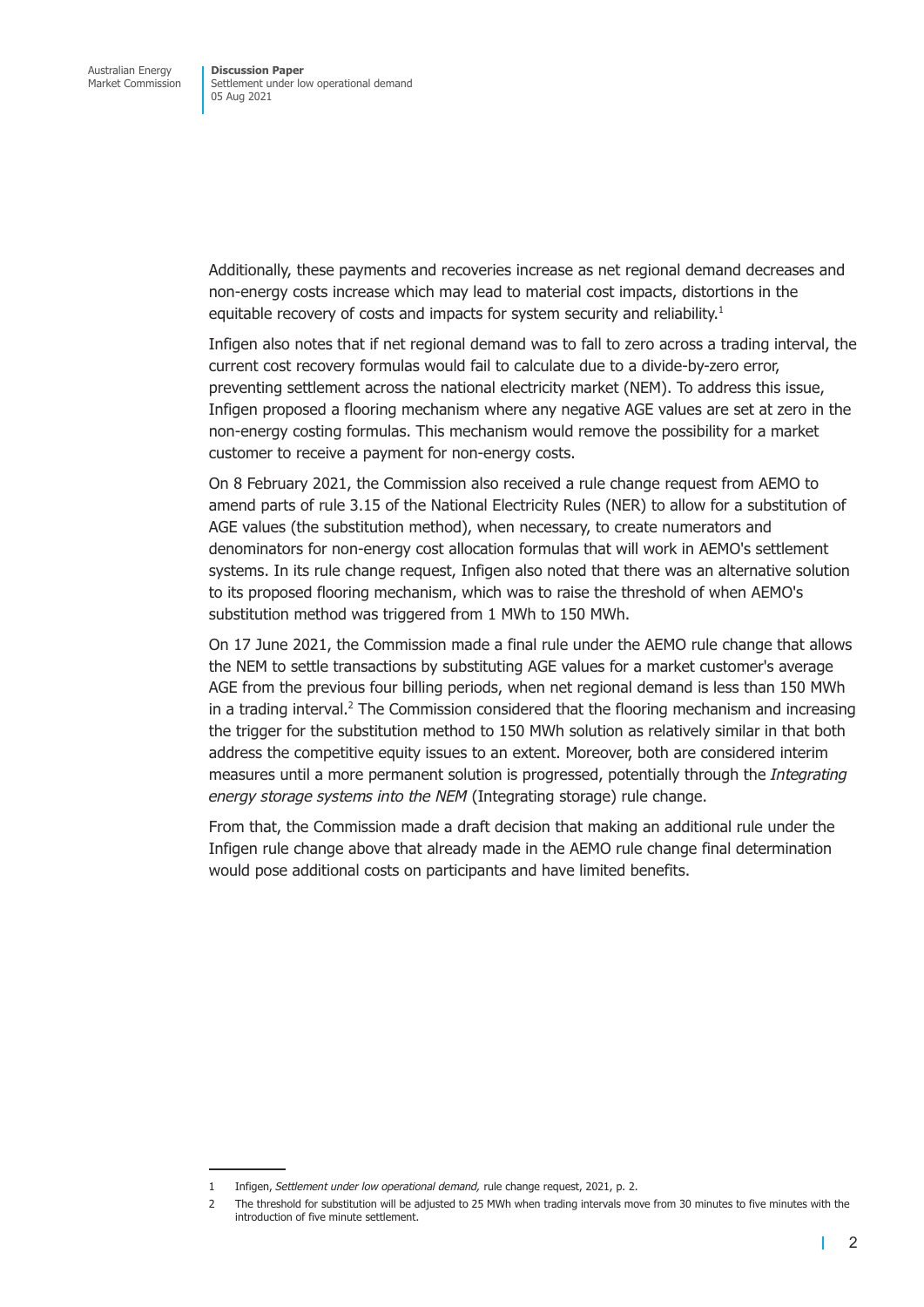Additionally, these payments and recoveries increase as net regional demand decreases and non-energy costs increase which may lead to material cost impacts, distortions in the equitable recovery of costs and impacts for system security and reliability.[1]

Infigen also notes that if net regional demand was to fall to zero across a trading interval, the current cost recovery formulas would fail to calculate due to a divide-by-zero error, preventing settlement across the national electricity market (NEM). To address this issue, Infigen proposed a flooring mechanism where any negative AGE values are set at zero in the non-energy costing formulas. This mechanism would remove the possibility for a market customer to receive a payment for non-energy costs.

On 8 February 2021, the Commission also received a rule change request from AEMO to amend parts of rule 3.15 of the National Electricity Rules (NER) to allow for a substitution of AGE values (the substitution method), when necessary, to create numerators and denominators for non-energy cost allocation formulas that will work in AEMO's settlement systems. In its rule change request, Infigen also noted that there was an alternative solution to its proposed flooring mechanism, which was to raise the threshold of when AEMO's substitution method was triggered from 1 MWh to 150 MWh.

On 17 June 2021, the Commission made a final rule under the AEMO rule change that allows the NEM to settle transactions by substituting AGE values for a market customer's average AGE from the previous four billing periods, when net regional demand is less than 150 MWh in a trading interval.[2] The Commission considered that the flooring mechanism and increasing the trigger for the substitution method to 150 MWh solution as relatively similar in that both address the competitive equity issues to an extent. Moreover, both are considered interim measures until a more permanent solution is progressed, potentially through the *Integrating energy storage systems into the NEM* (Integrating storage) rule change.

From that, the Commission made a draft decision that making an additional rule under the Infigen rule change above that already made in the AEMO rule change final determination would pose additional costs on participants and have limited benefits.

---

1 Infigen, *Settlement under low operational demand,* rule change request, 2021, p. 2.

2 The threshold for substitution will be adjusted to 25 MWh when trading intervals move from 30 minutes to five minutes with the introduction of five minute settlement.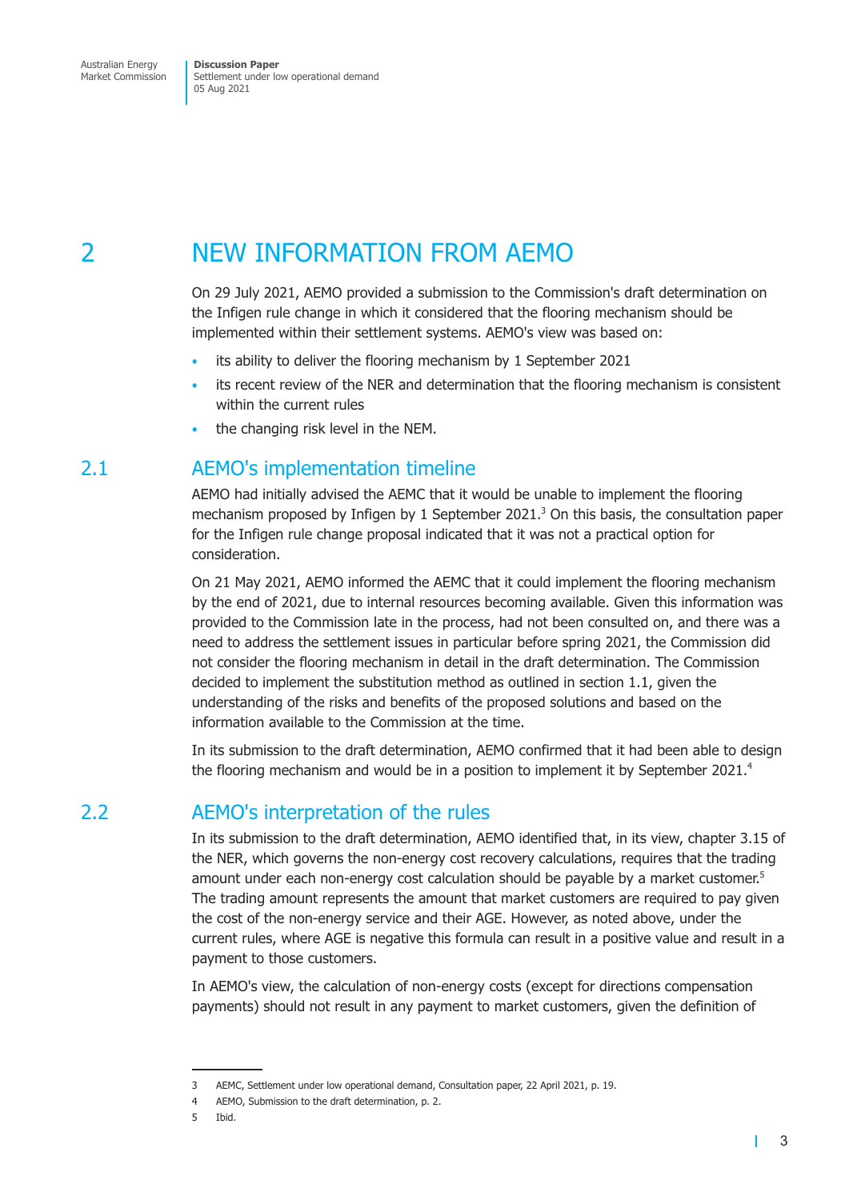# 2 NEW INFORMATION FROM AEMO

On 29 July 2021, AEMO provided a submission to the Commission's draft determination on the Infigen rule change in which it considered that the flooring mechanism should be implemented within their settlement systems. AEMO's view was based on:

- its ability to deliver the flooring mechanism by 1 September 2021
- its recent review of the NER and determination that the flooring mechanism is consistent within the current rules
- the changing risk level in the NEM.

## 2.1 AEMO's implementation timeline

AEMO had initially advised the AEMC that it would be unable to implement the flooring mechanism proposed by Infigen by 1 September 2021.[3] On this basis, the consultation paper for the Infigen rule change proposal indicated that it was not a practical option for consideration.

On 21 May 2021, AEMO informed the AEMC that it could implement the flooring mechanism by the end of 2021, due to internal resources becoming available. Given this information was provided to the Commission late in the process, had not been consulted on, and there was a need to address the settlement issues in particular before spring 2021, the Commission did not consider the flooring mechanism in detail in the draft determination. The Commission decided to implement the substitution method as outlined in section 1.1, given the understanding of the risks and benefits of the proposed solutions and based on the information available to the Commission at the time.

In its submission to the draft determination, AEMO confirmed that it had been able to design the flooring mechanism and would be in a position to implement it by September 2021.[4]

## 2.2 AEMO's interpretation of the rules

In its submission to the draft determination, AEMO identified that, in its view, chapter 3.15 of the NER, which governs the non-energy cost recovery calculations, requires that the trading amount under each non-energy cost calculation should be payable by a market customer.[5] The trading amount represents the amount that market customers are required to pay given the cost of the non-energy service and their AGE. However, as noted above, under the current rules, where AGE is negative this formula can result in a positive value and result in a payment to those customers.

In AEMO's view, the calculation of non-energy costs (except for directions compensation payments) should not result in any payment to market customers, given the definition of

3 AEMC, Settlement under low operational demand, Consultation paper, 22 April 2021, p. 19.

4 AEMO, Submission to the draft determination, p. 2.

5 Ibid.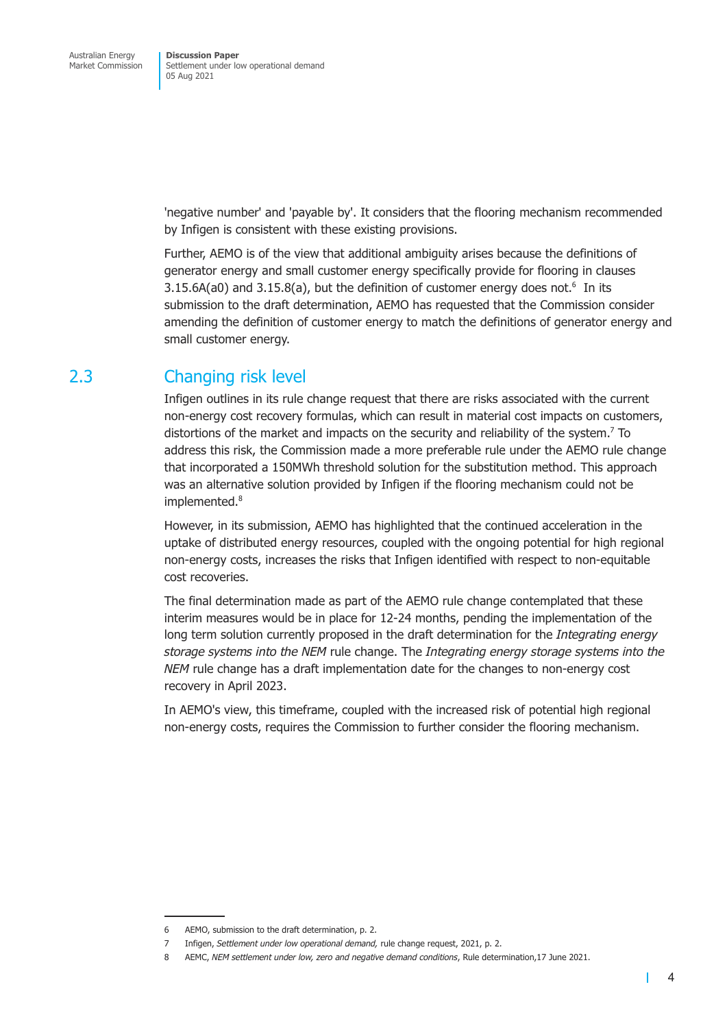'negative number' and 'payable by'. It considers that the flooring mechanism recommended by Infigen is consistent with these existing provisions.

Further, AEMO is of the view that additional ambiguity arises because the definitions of generator energy and small customer energy specifically provide for flooring in clauses 3.15.6A(a0) and 3.15.8(a), but the definition of customer energy does not.[6] In its submission to the draft determination, AEMO has requested that the Commission consider amending the definition of customer energy to match the definitions of generator energy and small customer energy.

## 2.3 Changing risk level

Infigen outlines in its rule change request that there are risks associated with the current non-energy cost recovery formulas, which can result in material cost impacts on customers, distortions of the market and impacts on the security and reliability of the system.[7] To address this risk, the Commission made a more preferable rule under the AEMO rule change that incorporated a 150MWh threshold solution for the substitution method. This approach was an alternative solution provided by Infigen if the flooring mechanism could not be implemented.[8]

However, in its submission, AEMO has highlighted that the continued acceleration in the uptake of distributed energy resources, coupled with the ongoing potential for high regional non-energy costs, increases the risks that Infigen identified with respect to non-equitable cost recoveries.

The final determination made as part of the AEMO rule change contemplated that these interim measures would be in place for 12-24 months, pending the implementation of the long term solution currently proposed in the draft determination for the *Integrating energy storage systems into the NEM* rule change. The *Integrating energy storage systems into the NEM* rule change has a draft implementation date for the changes to non-energy cost recovery in April 2023.

In AEMO's view, this timeframe, coupled with the increased risk of potential high regional non-energy costs, requires the Commission to further consider the flooring mechanism.

---

6 AEMO, submission to the draft determination, p. 2.

7 Infigen, *Settlement under low operational demand,* rule change request, 2021, p. 2.

8 AEMC, *NEM settlement under low, zero and negative demand conditions*, Rule determination,17 June 2021.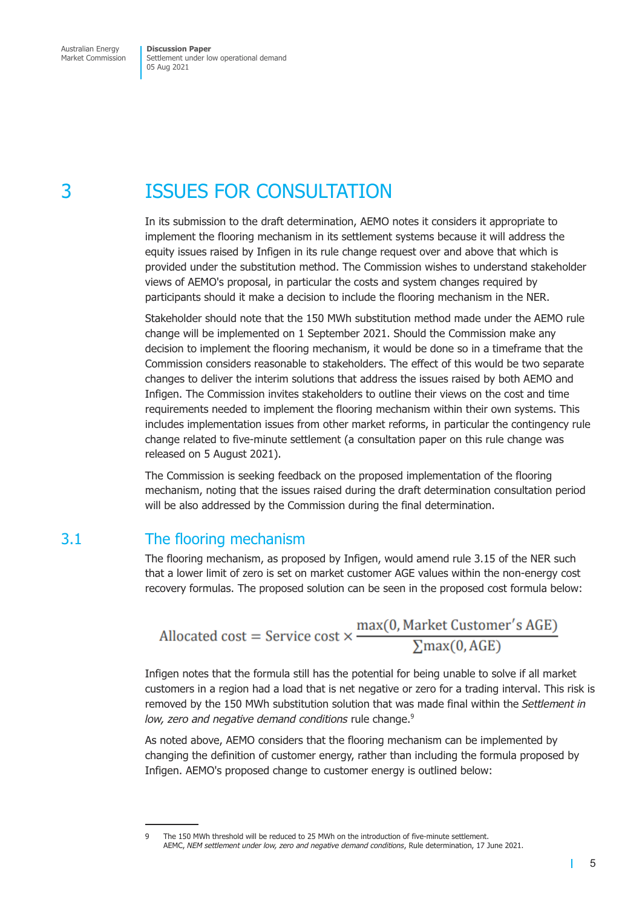# 3 ISSUES FOR CONSULTATION

In its submission to the draft determination, AEMO notes it considers it appropriate to implement the flooring mechanism in its settlement systems because it will address the equity issues raised by Infigen in its rule change request over and above that which is provided under the substitution method. The Commission wishes to understand stakeholder views of AEMO's proposal, in particular the costs and system changes required by participants should it make a decision to include the flooring mechanism in the NER.

Stakeholder should note that the 150 MWh substitution method made under the AEMO rule change will be implemented on 1 September 2021. Should the Commission make any decision to implement the flooring mechanism, it would be done so in a timeframe that the Commission considers reasonable to stakeholders. The effect of this would be two separate changes to deliver the interim solutions that address the issues raised by both AEMO and Infigen. The Commission invites stakeholders to outline their views on the cost and time requirements needed to implement the flooring mechanism within their own systems. This includes implementation issues from other market reforms, in particular the contingency rule change related to five-minute settlement (a consultation paper on this rule change was released on 5 August 2021).

The Commission is seeking feedback on the proposed implementation of the flooring mechanism, noting that the issues raised during the draft determination consultation period will be also addressed by the Commission during the final determination.

## 3.1 The flooring mechanism

The flooring mechanism, as proposed by Infigen, would amend rule 3.15 of the NER such that a lower limit of zero is set on market customer AGE values within the non-energy cost recovery formulas. The proposed solution can be seen in the proposed cost formula below:

$$\text{Allocated cost} = \text{Service cost} \times \frac{\max(0, \text{Market Customer's AGE})}{\sum \max(0, \text{AGE})}$$

Infigen notes that the formula still has the potential for being unable to solve if all market customers in a region had a load that is net negative or zero for a trading interval. This risk is removed by the 150 MWh substitution solution that was made final within the *Settlement in low, zero and negative demand conditions* rule change.[9]

As noted above, AEMO considers that the flooring mechanism can be implemented by changing the definition of customer energy, rather than including the formula proposed by Infigen. AEMO's proposed change to customer energy is outlined below:

---

9 The 150 MWh threshold will be reduced to 25 MWh on the introduction of five-minute settlement. AEMC, *NEM settlement under low, zero and negative demand conditions*, Rule determination, 17 June 2021.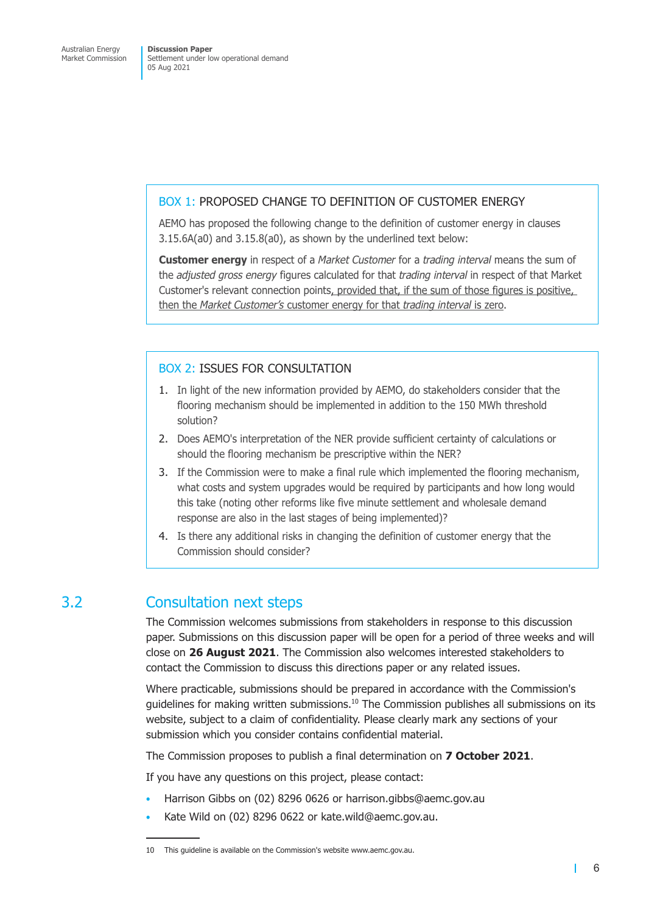### BOX 1: PROPOSED CHANGE TO DEFINITION OF CUSTOMER ENERGY

AEMO has proposed the following change to the definition of customer energy in clauses 3.15.6A(a0) and 3.15.8(a0), as shown by the underlined text below:

**Customer energy** in respect of a *Market Customer* for a *trading interval* means the sum of the *adjusted gross energy* figures calculated for that *trading interval* in respect of that Market Customer's relevant connection points<u>, provided that, if the sum of those figures is positive, then the *Market Customer's* customer energy for that *trading interval* is zero</u>.

### BOX 2: ISSUES FOR CONSULTATION

1. In light of the new information provided by AEMO, do stakeholders consider that the flooring mechanism should be implemented in addition to the 150 MWh threshold solution?
2. Does AEMO's interpretation of the NER provide sufficient certainty of calculations or should the flooring mechanism be prescriptive within the NER?
3. If the Commission were to make a final rule which implemented the flooring mechanism, what costs and system upgrades would be required by participants and how long would this take (noting other reforms like five minute settlement and wholesale demand response are also in the last stages of being implemented)?
4. Is there any additional risks in changing the definition of customer energy that the Commission should consider?

## 3.2 Consultation next steps

The Commission welcomes submissions from stakeholders in response to this discussion paper. Submissions on this discussion paper will be open for a period of three weeks and will close on **26 August 2021**. The Commission also welcomes interested stakeholders to contact the Commission to discuss this directions paper or any related issues.

Where practicable, submissions should be prepared in accordance with the Commission's guidelines for making written submissions.[10] The Commission publishes all submissions on its website, subject to a claim of confidentiality. Please clearly mark any sections of your submission which you consider contains confidential material.

The Commission proposes to publish a final determination on **7 October 2021**.

If you have any questions on this project, please contact:

- Harrison Gibbs on (02) 8296 0626 or harrison.gibbs@aemc.gov.au
- Kate Wild on (02) 8296 0622 or kate.wild@aemc.gov.au.

---

10 This guideline is available on the Commission's website www.aemc.gov.au.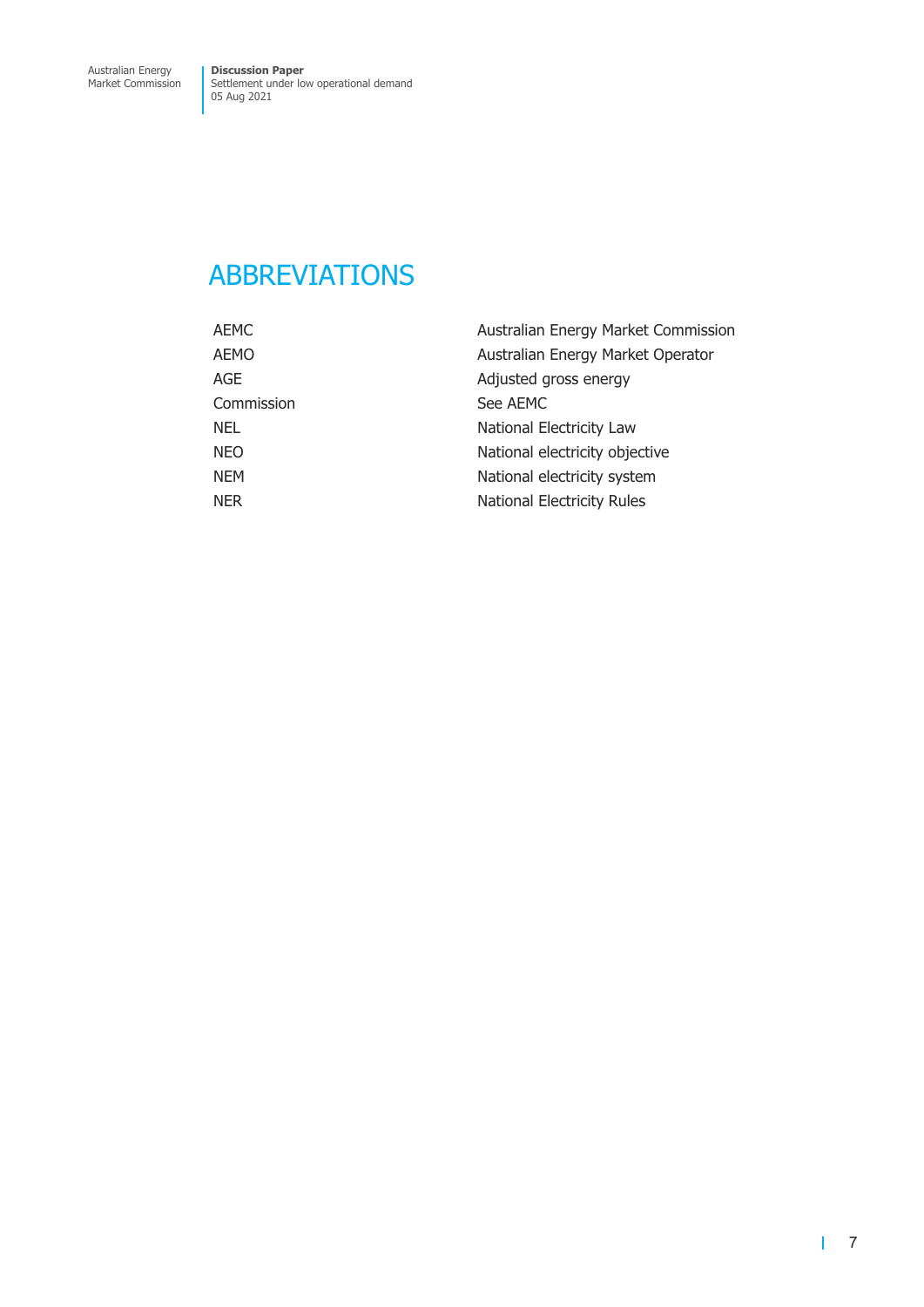# ABBREVIATIONS

| | |
|---|---|
| AEMC | Australian Energy Market Commission |
| AEMO | Australian Energy Market Operator |
| AGE | Adjusted gross energy |
| Commission | See AEMC |
| NEL | National Electricity Law |
| NEO | National electricity objective |
| NEM | National electricity system |
| NER | National Electricity Rules |